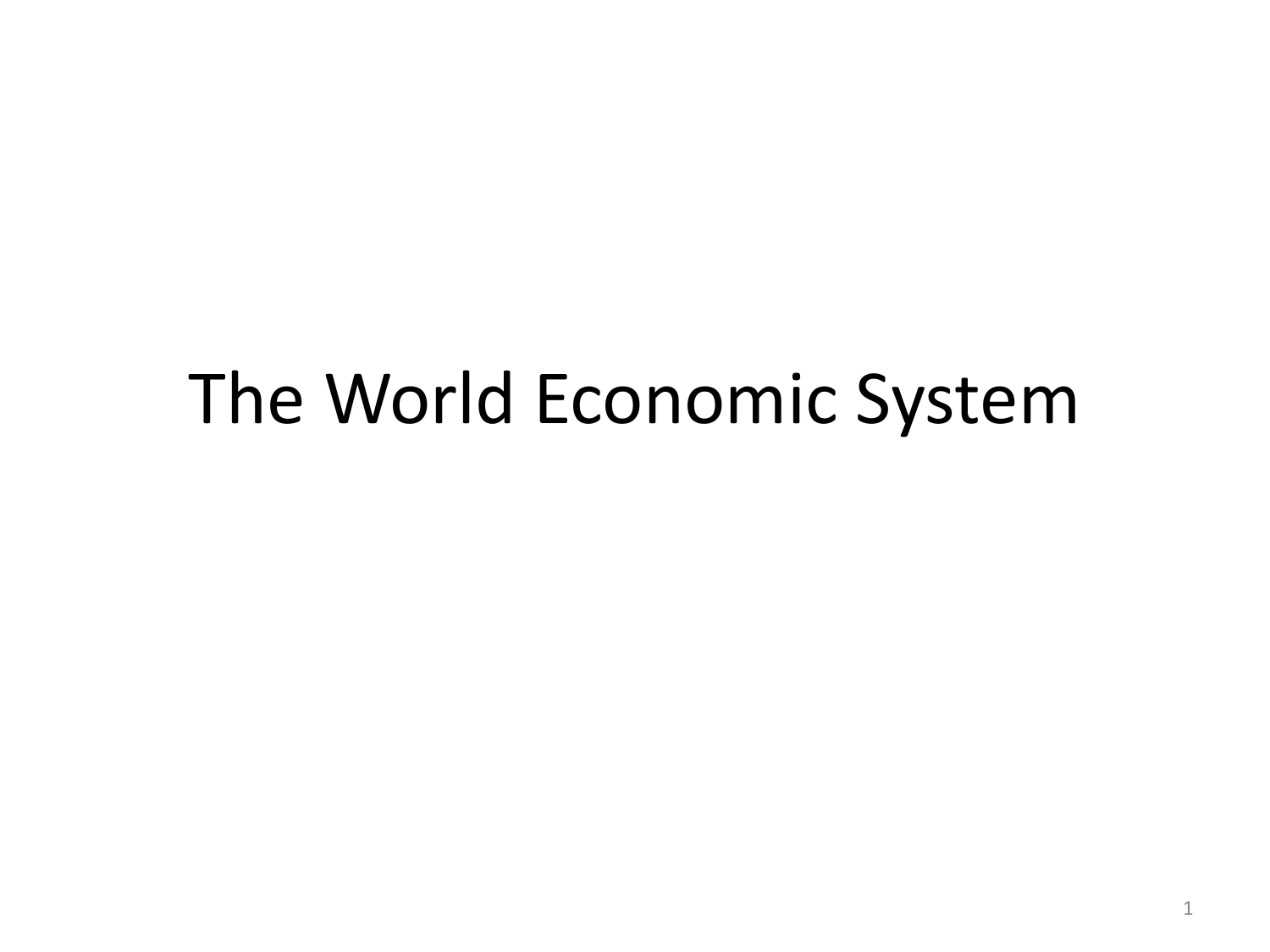# The World Economic System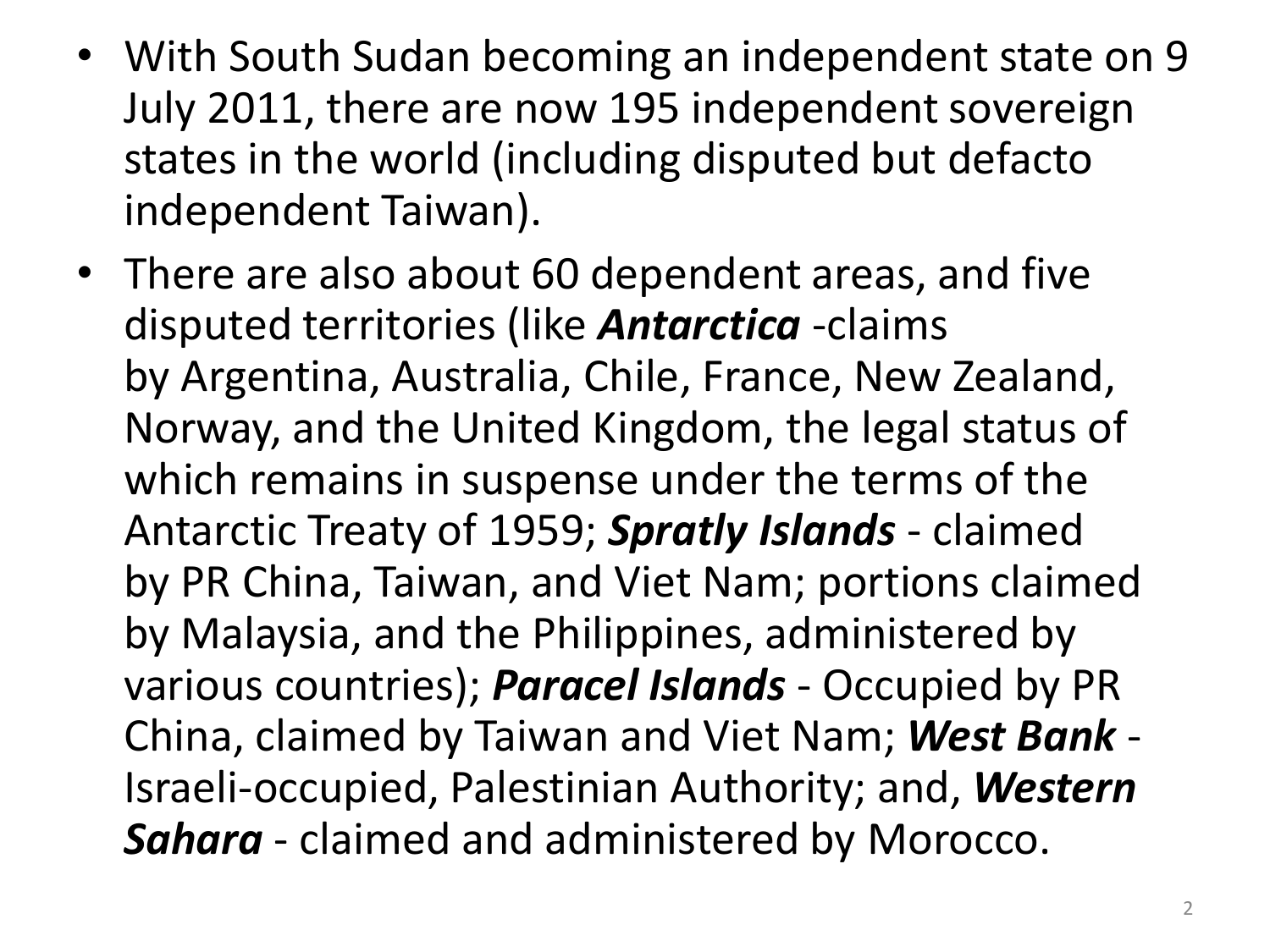- With South Sudan becoming an independent state on 9 July 2011, there are now 195 independent sovereign states in the world (including disputed but defacto independent Taiwan).
- There are also about 60 dependent areas, and five disputed territories (like ***Antarctica*** -claims by Argentina, Australia, Chile, France, New Zealand, Norway, and the United Kingdom, the legal status of which remains in suspense under the terms of the Antarctic Treaty of 1959; ***Spratly Islands*** - claimed by PR China, Taiwan, and Viet Nam; portions claimed by Malaysia, and the Philippines, administered by various countries); ***Paracel Islands*** - Occupied by PR China, claimed by Taiwan and Viet Nam; ***West Bank*** - Israeli-occupied, Palestinian Authority; and, ***Western Sahara*** - claimed and administered by Morocco.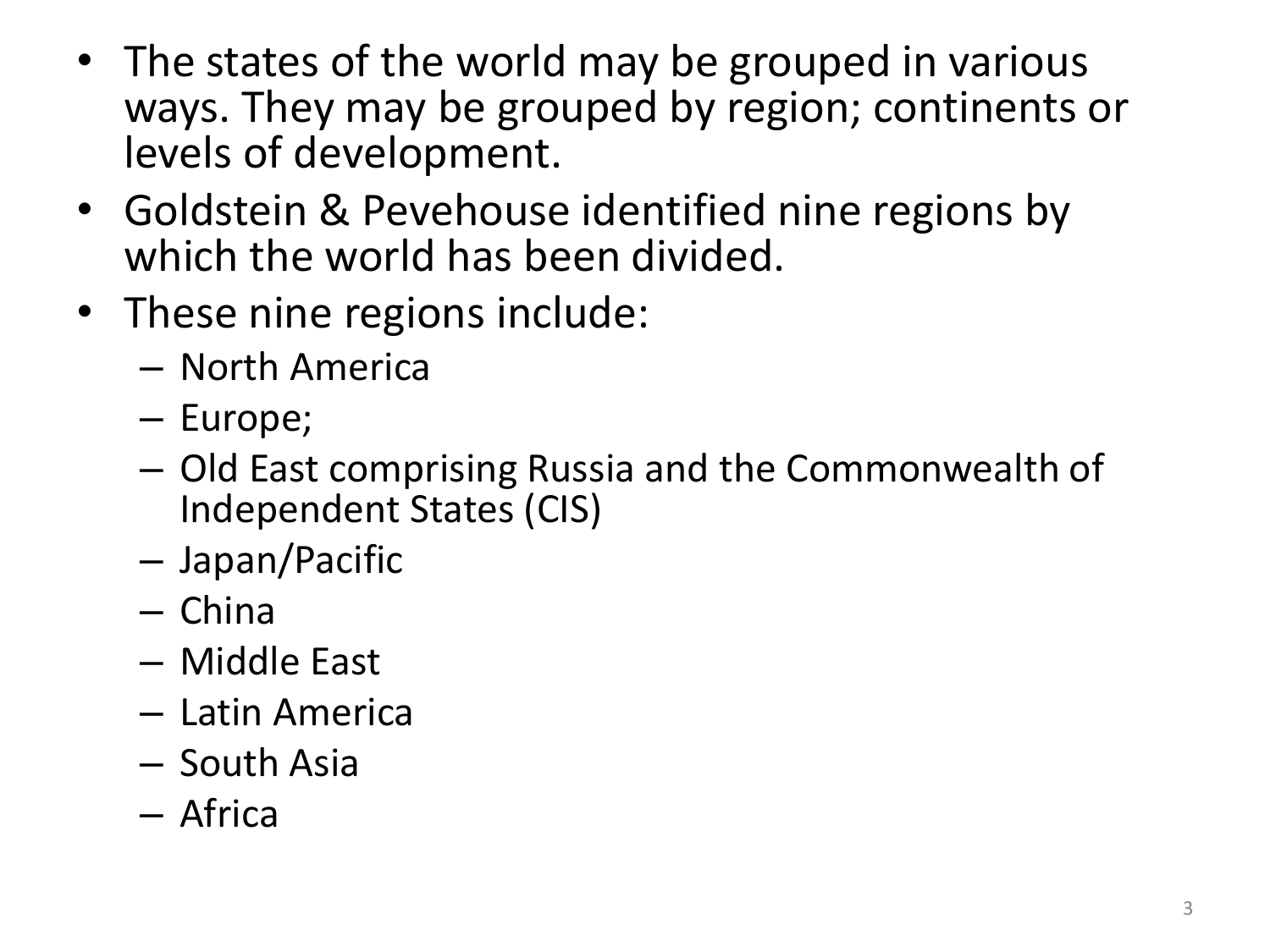- The states of the world may be grouped in various ways. They may be grouped by region; continents or levels of development.
- Goldstein & Pevehouse identified nine regions by which the world has been divided.
- These nine regions include:
  - North America
  - Europe;
  - Old East comprising Russia and the Commonwealth of Independent States (CIS)
  - Japan/Pacific
  - China
  - Middle East
  - Latin America
  - South Asia
  - Africa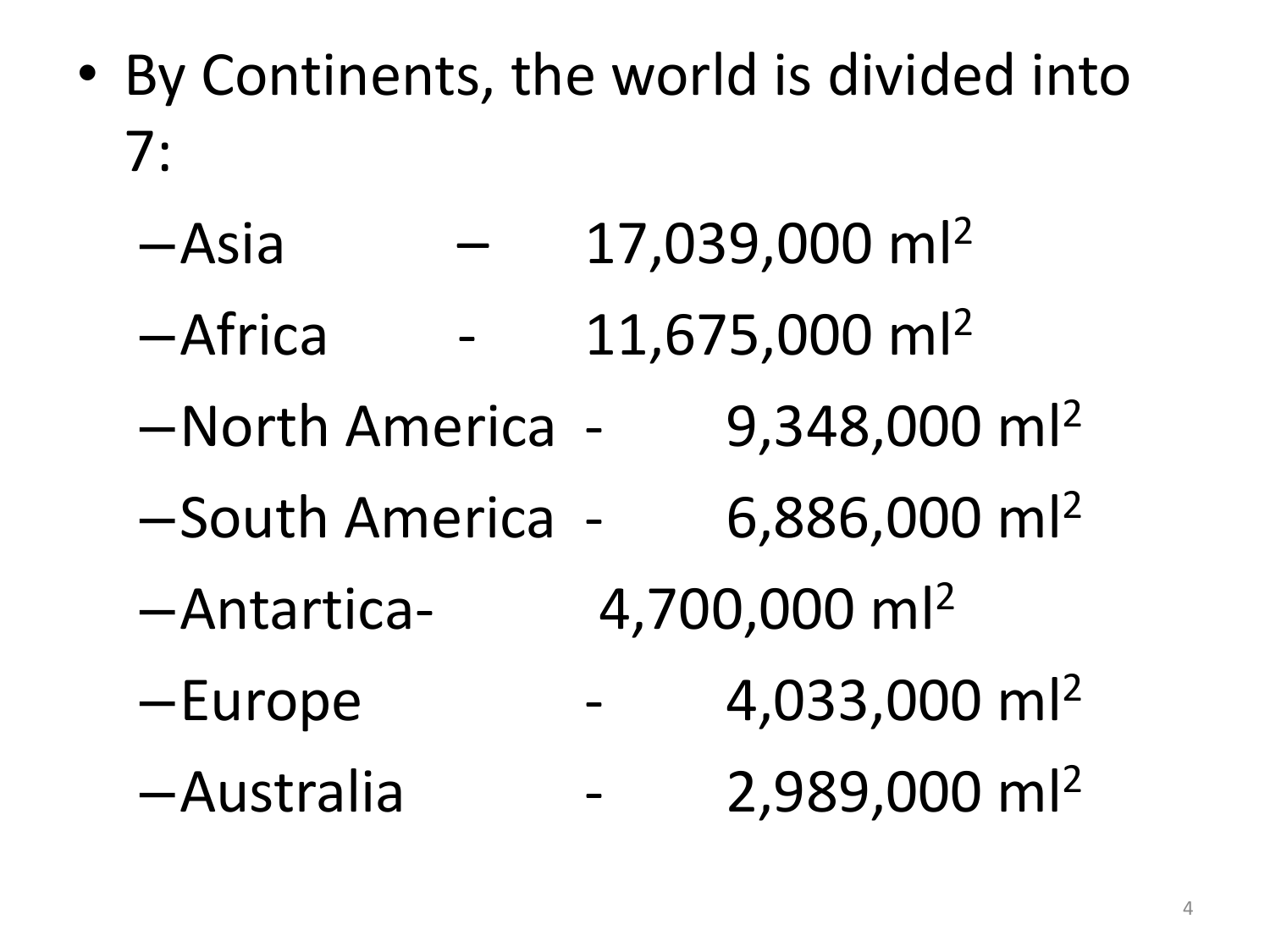- By Continents, the world is divided into 7:
  - Asia – 17,039,000 $ml^2$
  - Africa - 11,675,000 $ml^2$
  - North America - 9,348,000 $ml^2$
  - South America - 6,886,000 $ml^2$
  - Antartica- 4,700,000 $ml^2$
  - Europe - 4,033,000 $ml^2$
  - Australia - 2,989,000 $ml^2$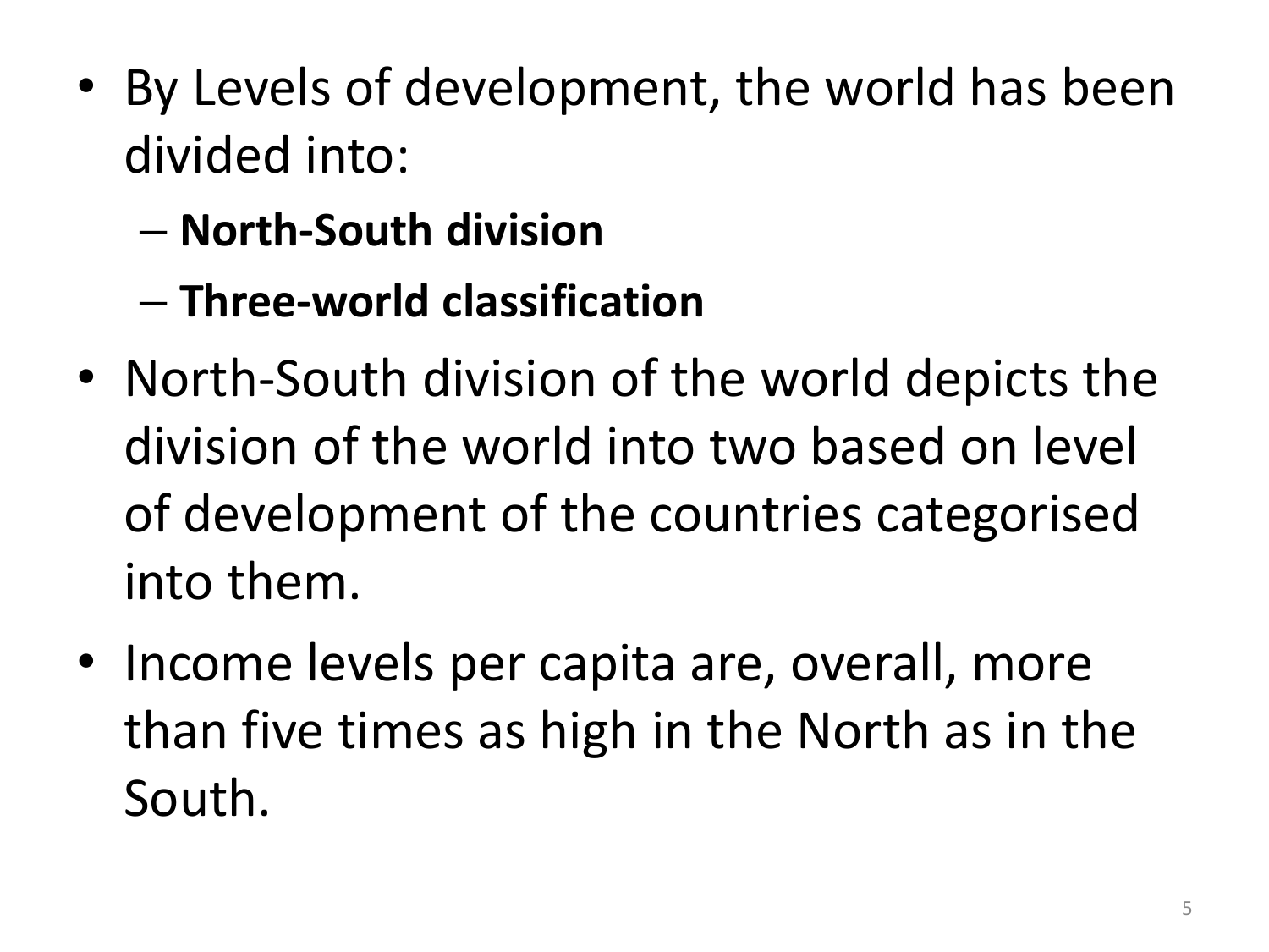- By Levels of development, the world has been divided into:
  - **North-South division**
  - **Three-world classification**
- North-South division of the world depicts the division of the world into two based on level of development of the countries categorised into them.
- Income levels per capita are, overall, more than five times as high in the North as in the South.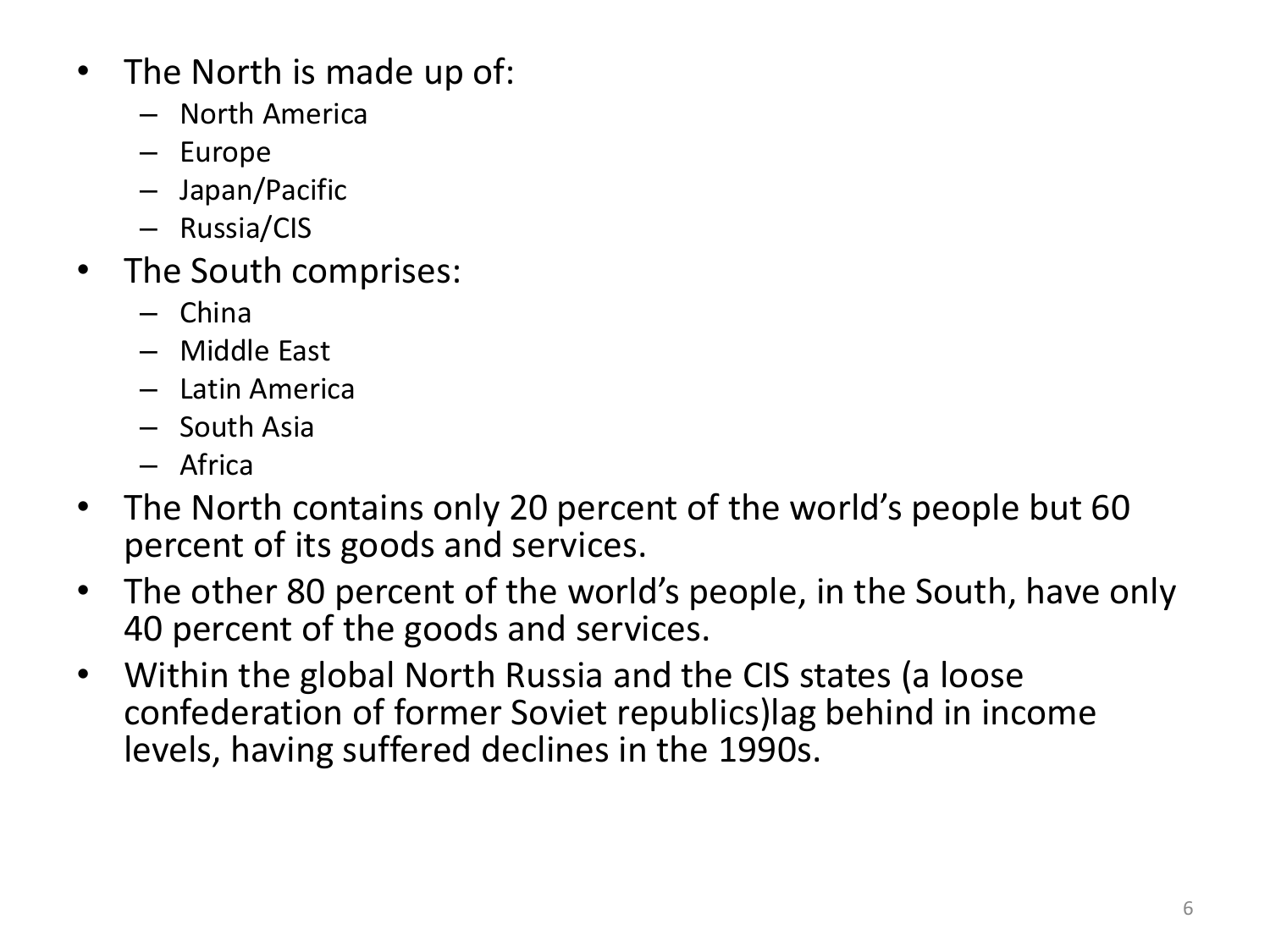- The North is made up of:
  - North America
  - Europe
  - Japan/Pacific
  - Russia/CIS
- The South comprises:
  - China
  - Middle East
  - Latin America
  - South Asia
  - Africa
- The North contains only 20 percent of the world's people but 60 percent of its goods and services.
- The other 80 percent of the world's people, in the South, have only 40 percent of the goods and services.
- Within the global North Russia and the CIS states (a loose confederation of former Soviet republics)lag behind in income levels, having suffered declines in the 1990s.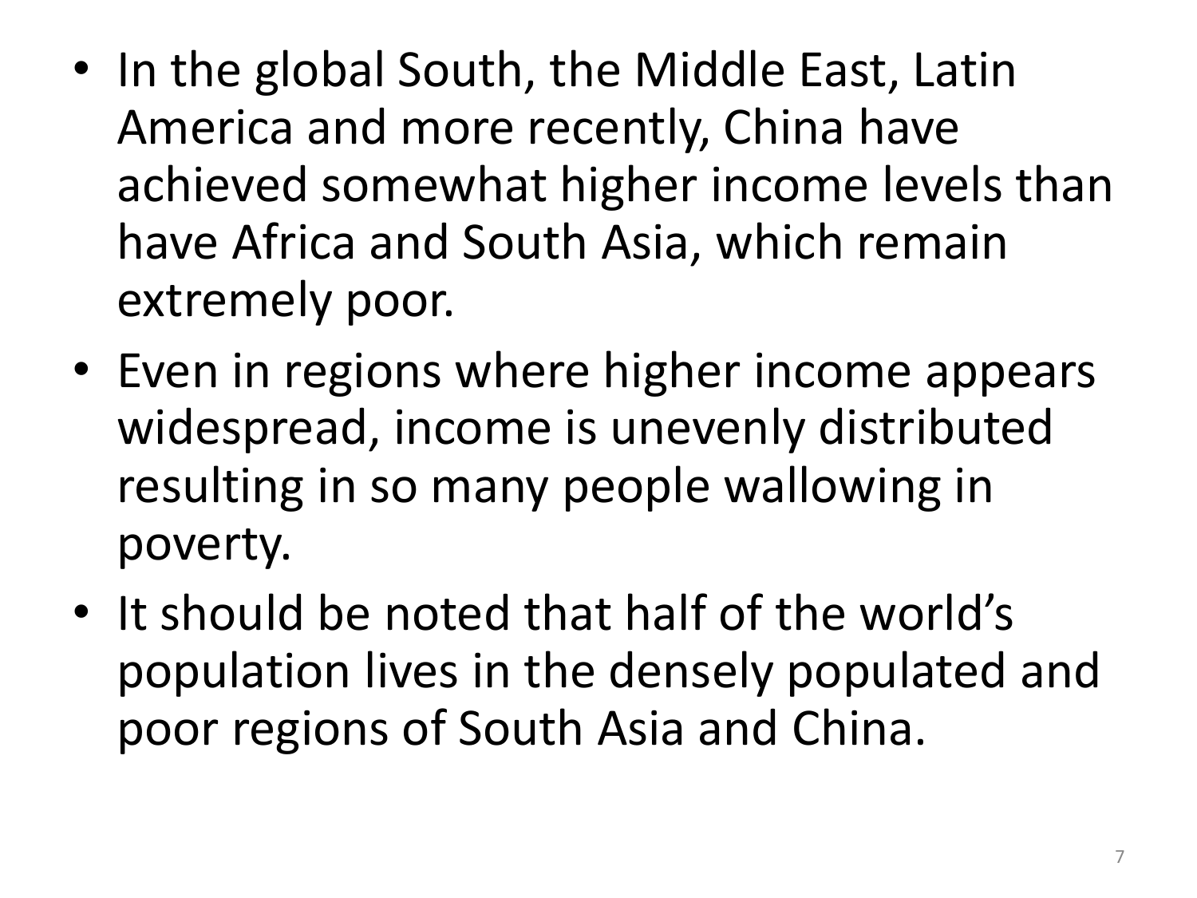- In the global South, the Middle East, Latin America and more recently, China have achieved somewhat higher income levels than have Africa and South Asia, which remain extremely poor.
- Even in regions where higher income appears widespread, income is unevenly distributed resulting in so many people wallowing in poverty.
- It should be noted that half of the world's population lives in the densely populated and poor regions of South Asia and China.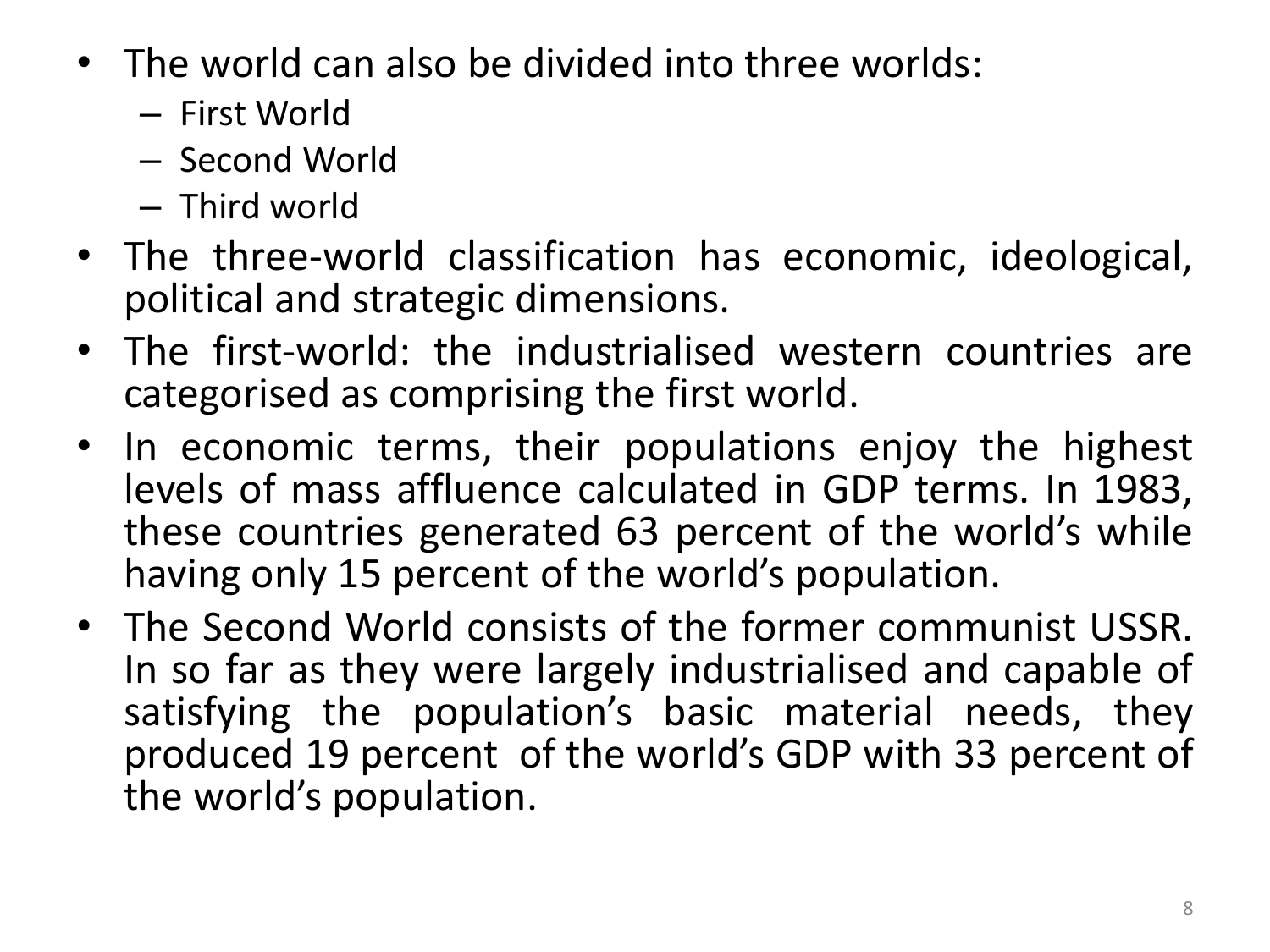- The world can also be divided into three worlds:
  - First World
  - Second World
  - Third world
- The three-world classification has economic, ideological, political and strategic dimensions.
- The first-world: the industrialised western countries are categorised as comprising the first world.
- In economic terms, their populations enjoy the highest levels of mass affluence calculated in GDP terms. In 1983, these countries generated 63 percent of the world's while having only 15 percent of the world's population.
- The Second World consists of the former communist USSR. In so far as they were largely industrialised and capable of satisfying the population's basic material needs, they produced 19 percent of the world's GDP with 33 percent of the world's population.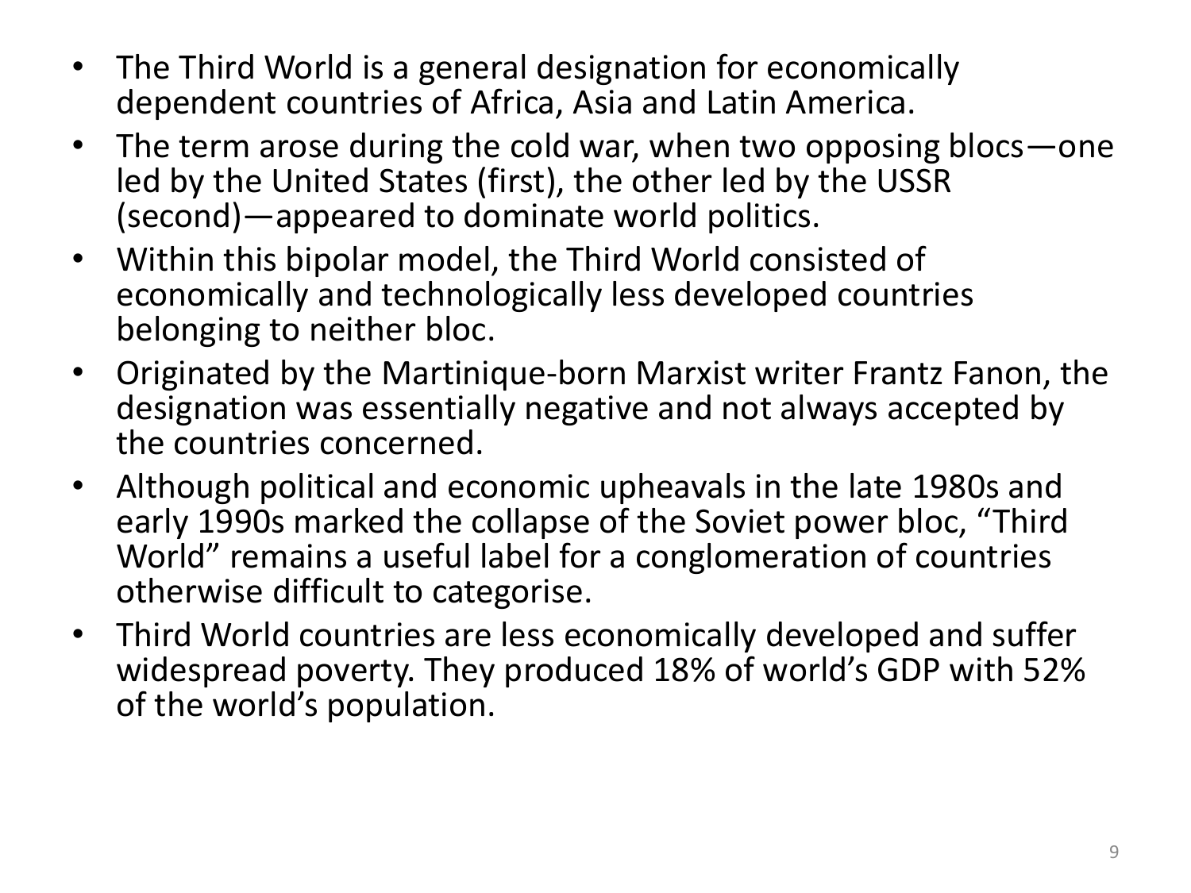- The Third World is a general designation for economically dependent countries of Africa, Asia and Latin America.
- The term arose during the cold war, when two opposing blocs—one led by the United States (first), the other led by the USSR (second)—appeared to dominate world politics.
- Within this bipolar model, the Third World consisted of economically and technologically less developed countries belonging to neither bloc.
- Originated by the Martinique-born Marxist writer Frantz Fanon, the designation was essentially negative and not always accepted by the countries concerned.
- Although political and economic upheavals in the late 1980s and early 1990s marked the collapse of the Soviet power bloc, "Third World" remains a useful label for a conglomeration of countries otherwise difficult to categorise.
- Third World countries are less economically developed and suffer widespread poverty. They produced 18% of world's GDP with 52% of the world's population.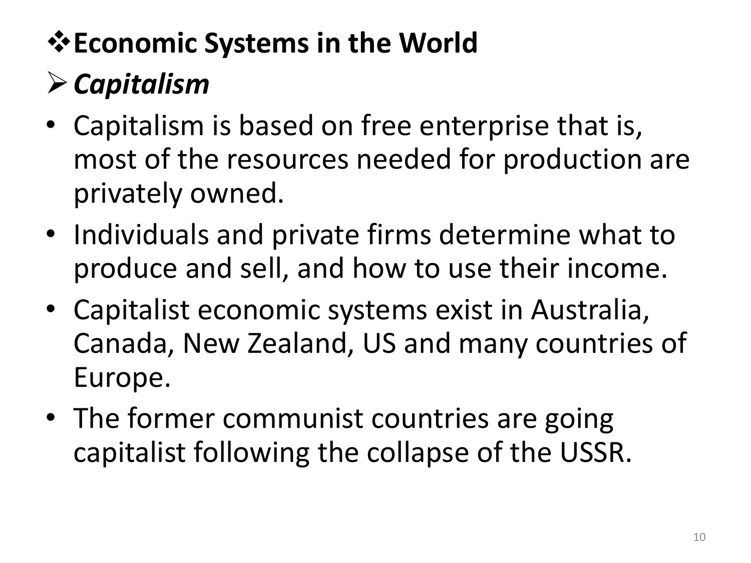## ❖ Economic Systems in the World

### ➢ *Capitalism*

- Capitalism is based on free enterprise that is, most of the resources needed for production are privately owned.
- Individuals and private firms determine what to produce and sell, and how to use their income.
- Capitalist economic systems exist in Australia, Canada, New Zealand, US and many countries of Europe.
- The former communist countries are going capitalist following the collapse of the USSR.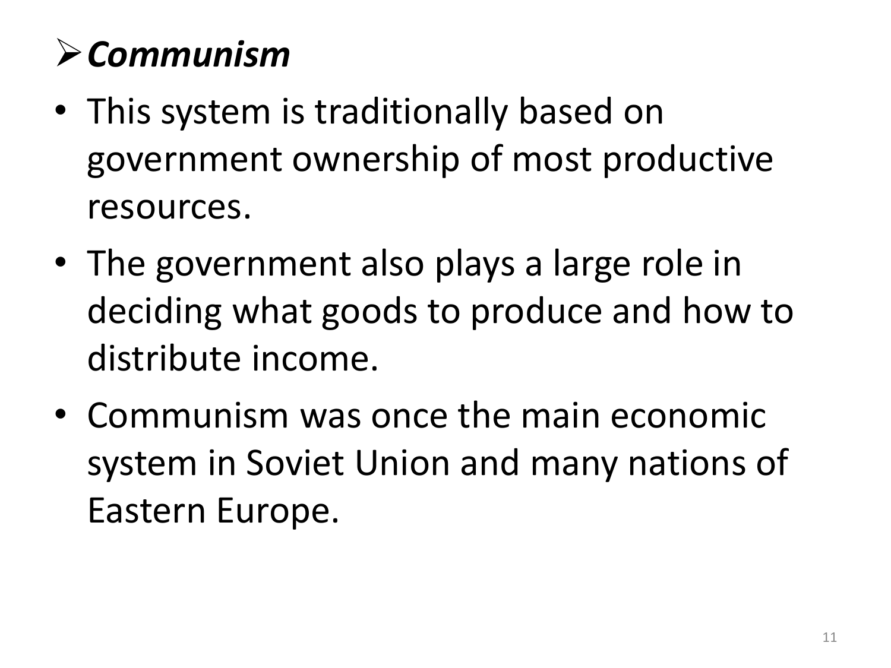## ***Communism***

- This system is traditionally based on government ownership of most productive resources.
- The government also plays a large role in deciding what goods to produce and how to distribute income.
- Communism was once the main economic system in Soviet Union and many nations of Eastern Europe.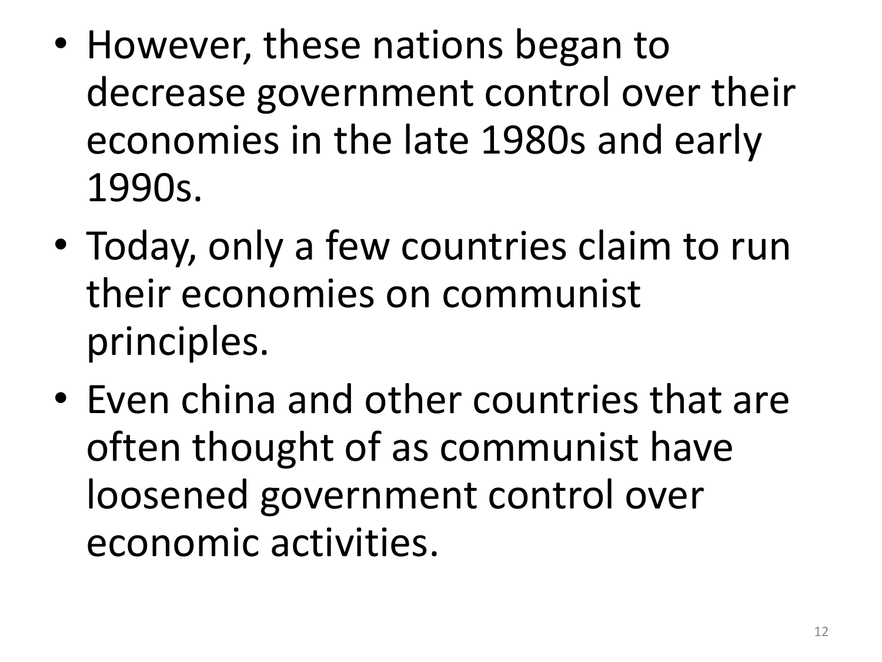- However, these nations began to decrease government control over their economies in the late 1980s and early 1990s.
- Today, only a few countries claim to run their economies on communist principles.
- Even china and other countries that are often thought of as communist have loosened government control over economic activities.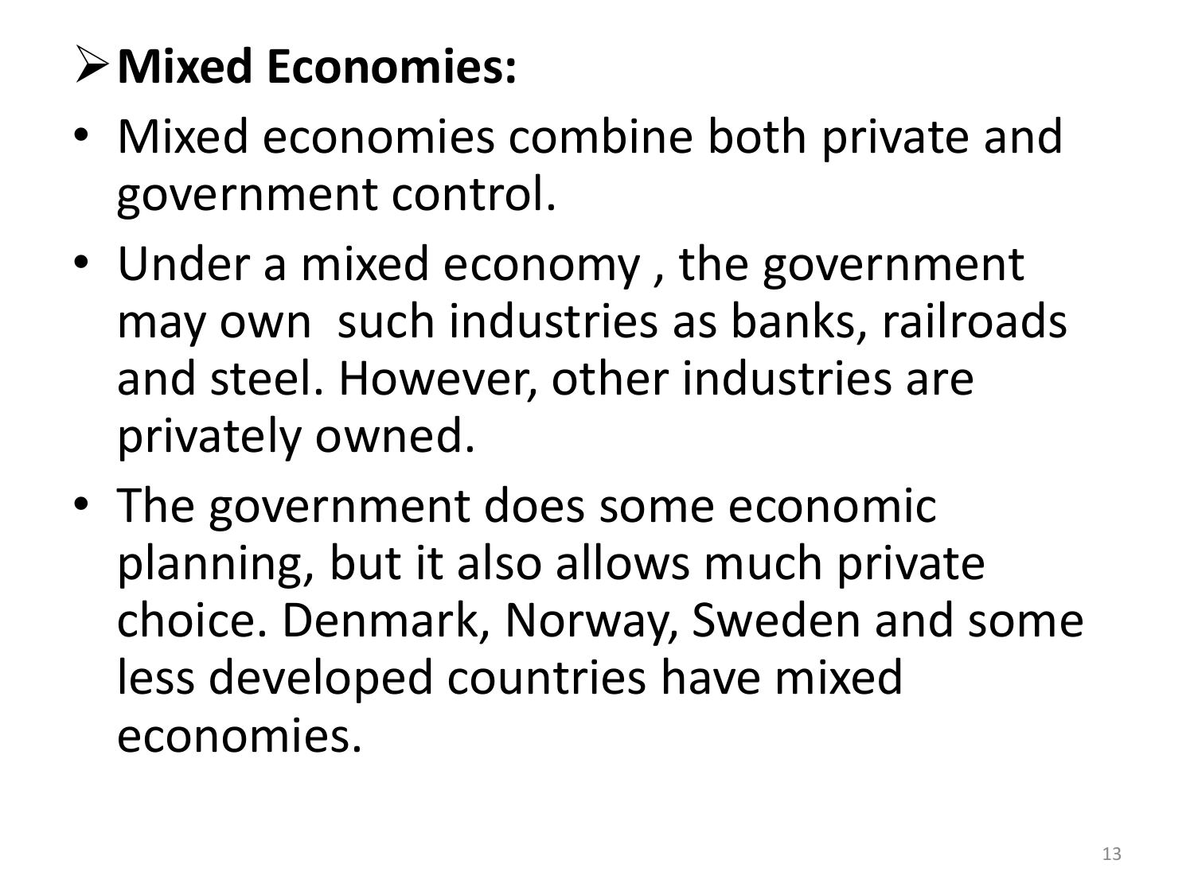## Mixed Economies:

- Mixed economies combine both private and government control.
- Under a mixed economy , the government may own such industries as banks, railroads and steel. However, other industries are privately owned.
- The government does some economic planning, but it also allows much private choice. Denmark, Norway, Sweden and some less developed countries have mixed economies.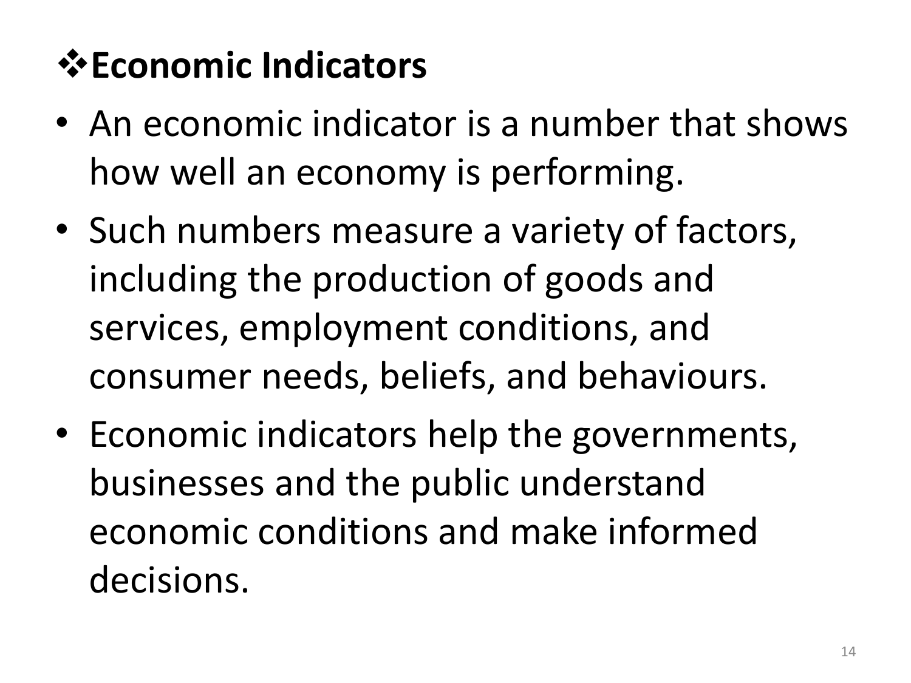## ❖Economic Indicators

- An economic indicator is a number that shows how well an economy is performing.
- Such numbers measure a variety of factors, including the production of goods and services, employment conditions, and consumer needs, beliefs, and behaviours.
- Economic indicators help the governments, businesses and the public understand economic conditions and make informed decisions.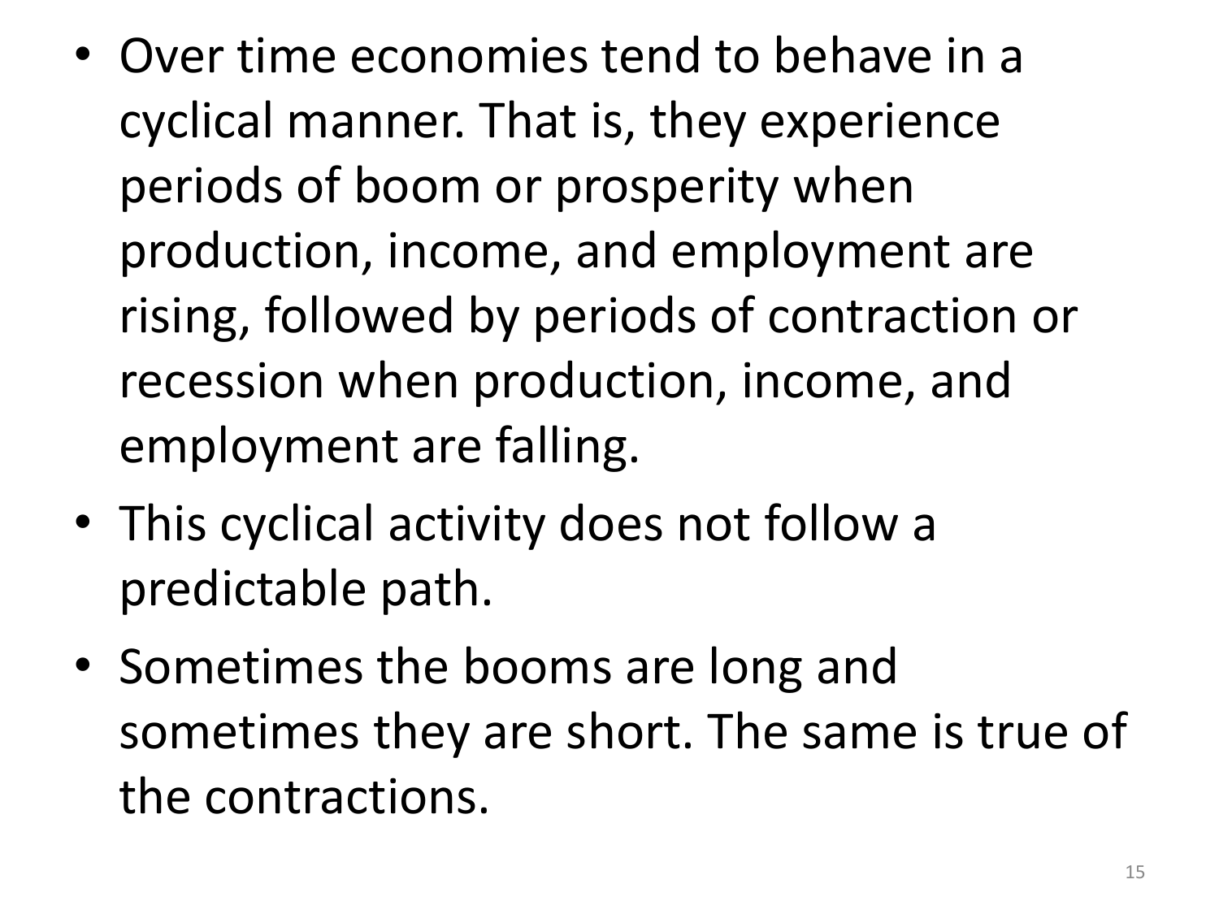- Over time economies tend to behave in a cyclical manner. That is, they experience periods of boom or prosperity when production, income, and employment are rising, followed by periods of contraction or recession when production, income, and employment are falling.
- This cyclical activity does not follow a predictable path.
- Sometimes the booms are long and sometimes they are short. The same is true of the contractions.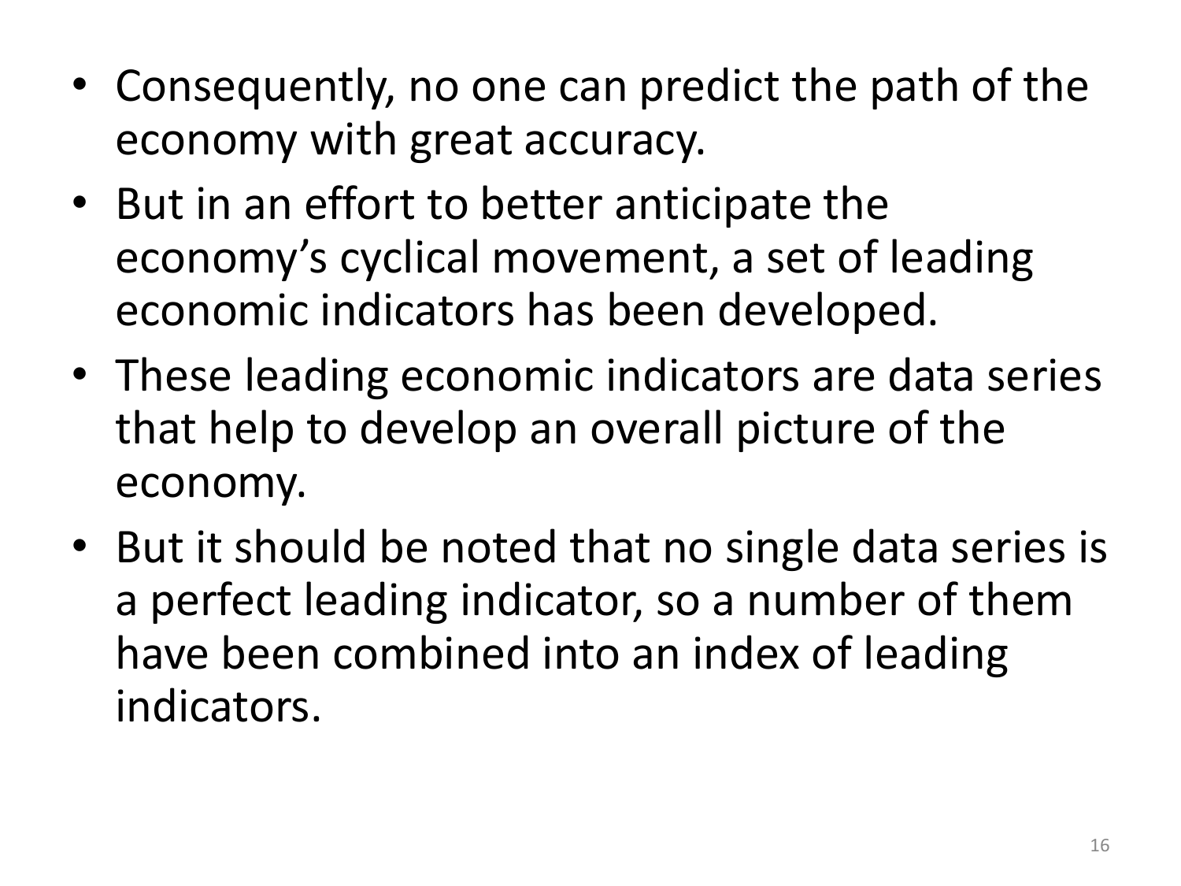- Consequently, no one can predict the path of the economy with great accuracy.
- But in an effort to better anticipate the economy's cyclical movement, a set of leading economic indicators has been developed.
- These leading economic indicators are data series that help to develop an overall picture of the economy.
- But it should be noted that no single data series is a perfect leading indicator, so a number of them have been combined into an index of leading indicators.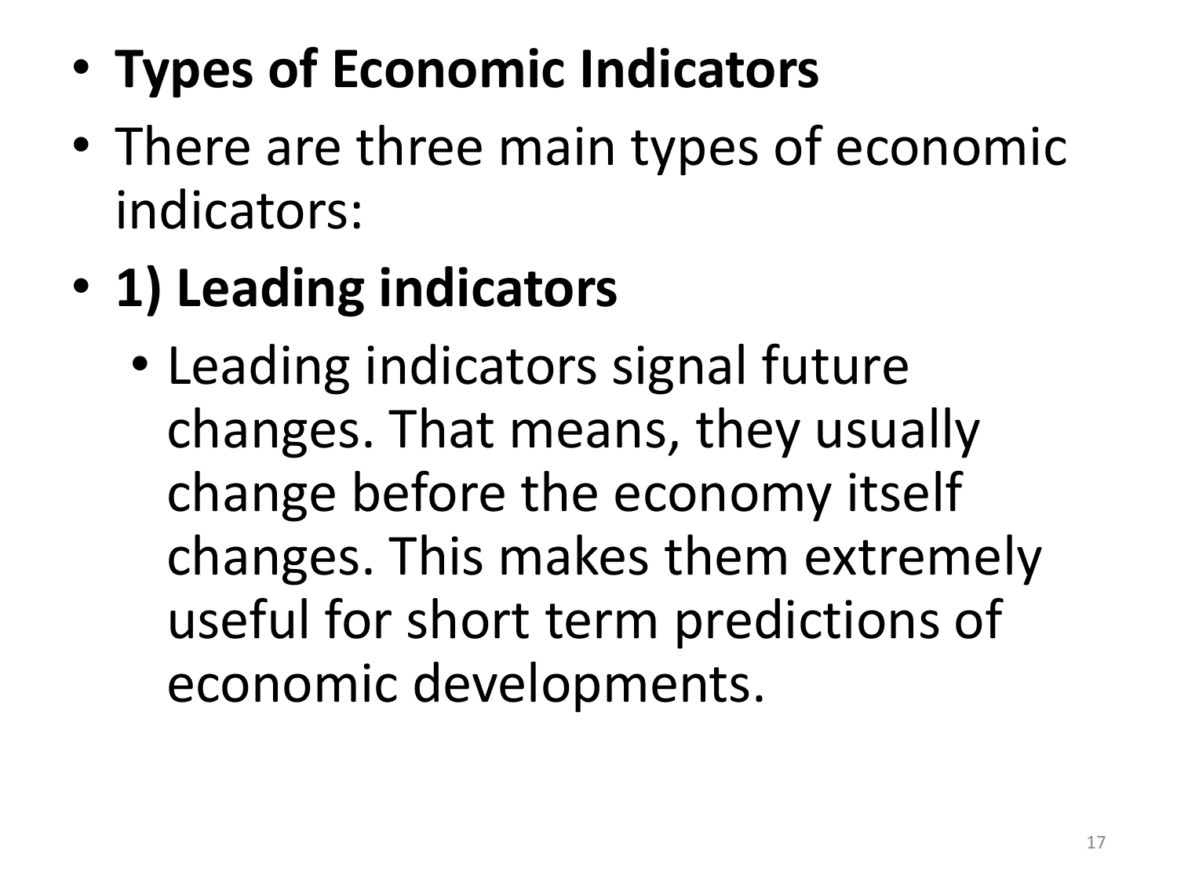- **Types of Economic Indicators**
- There are three main types of economic indicators:
- **1) Leading indicators**
  - Leading indicators signal future changes. That means, they usually change before the economy itself changes. This makes them extremely useful for short term predictions of economic developments.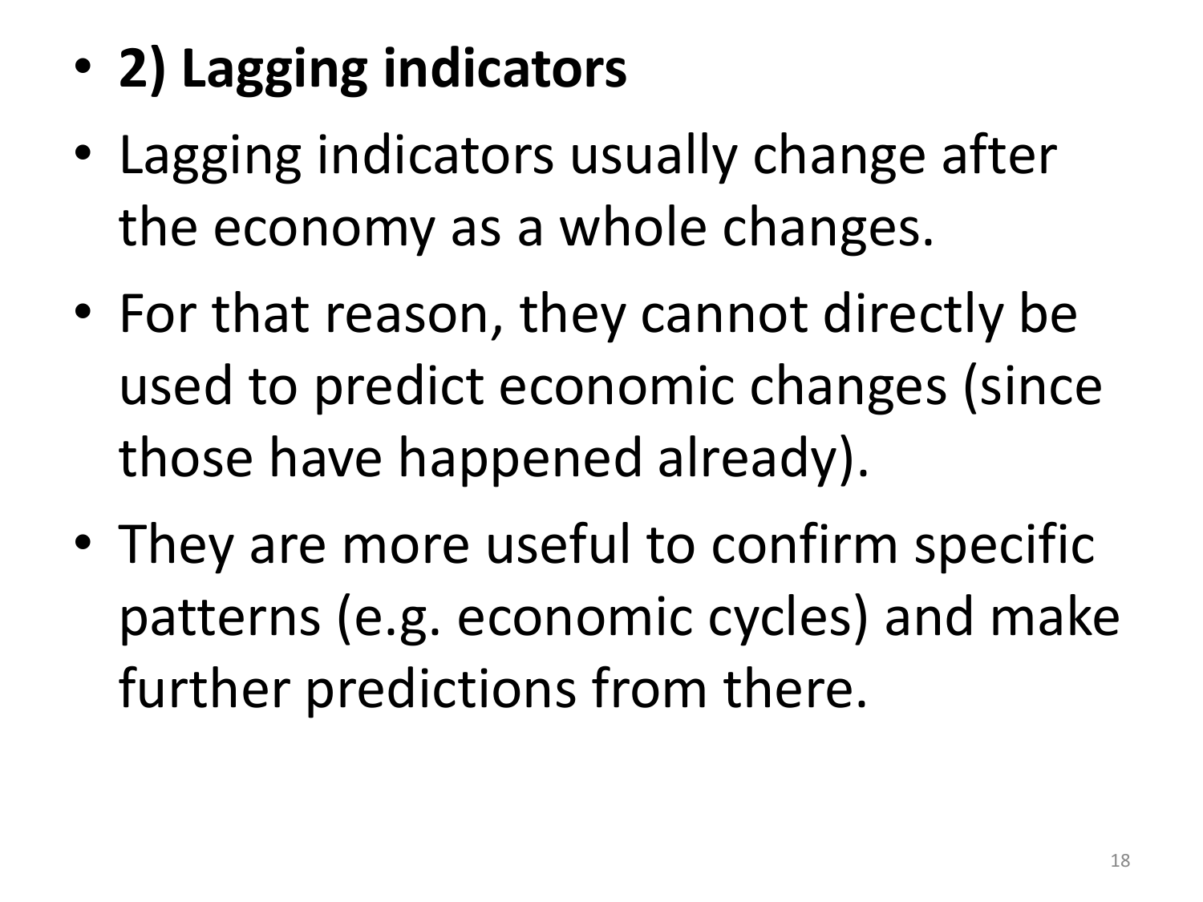- **2) Lagging indicators**
- Lagging indicators usually change after the economy as a whole changes.
- For that reason, they cannot directly be used to predict economic changes (since those have happened already).
- They are more useful to confirm specific patterns (e.g. economic cycles) and make further predictions from there.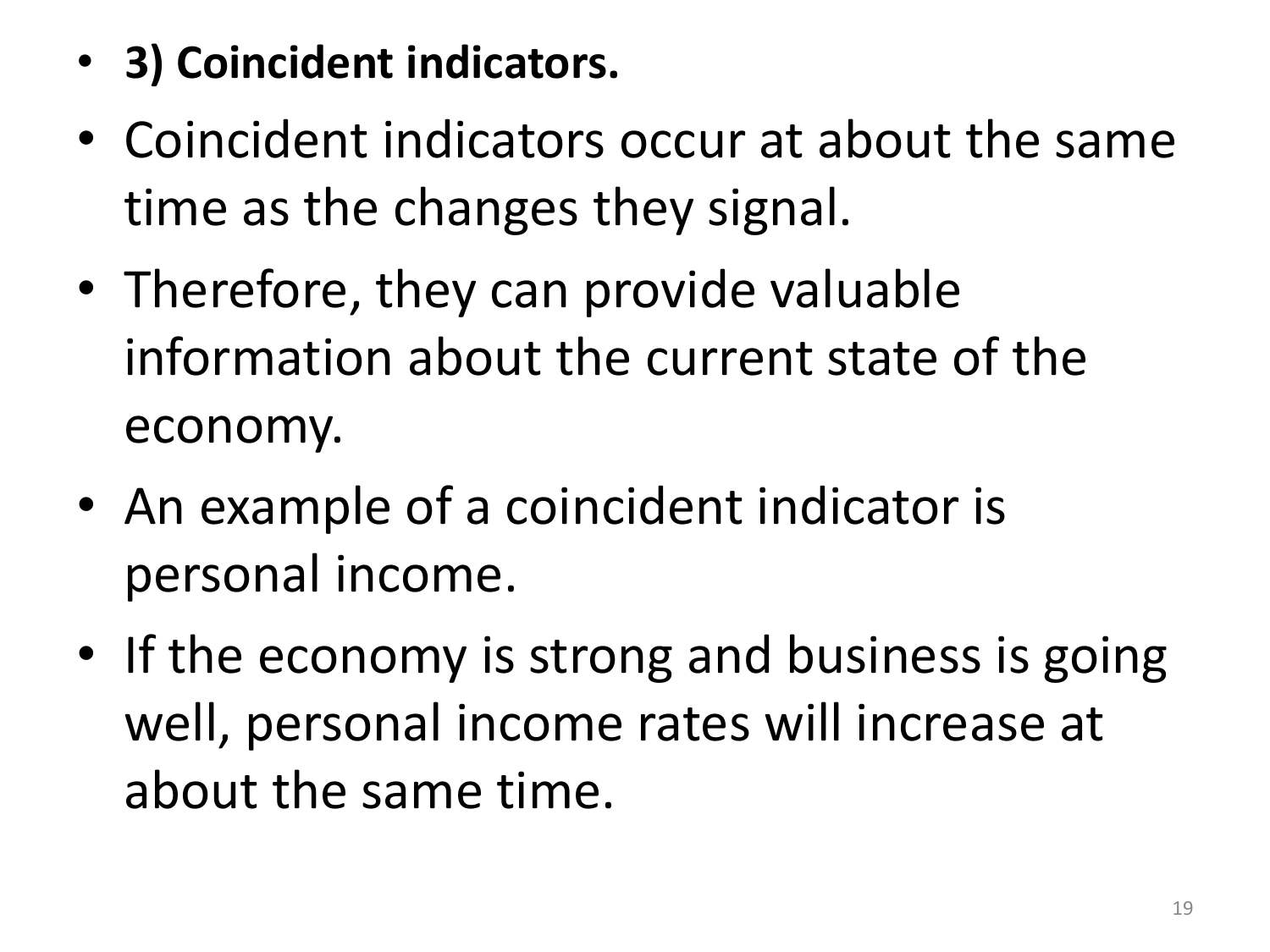- **3) Coincident indicators.**
- Coincident indicators occur at about the same time as the changes they signal.
- Therefore, they can provide valuable information about the current state of the economy.
- An example of a coincident indicator is personal income.
- If the economy is strong and business is going well, personal income rates will increase at about the same time.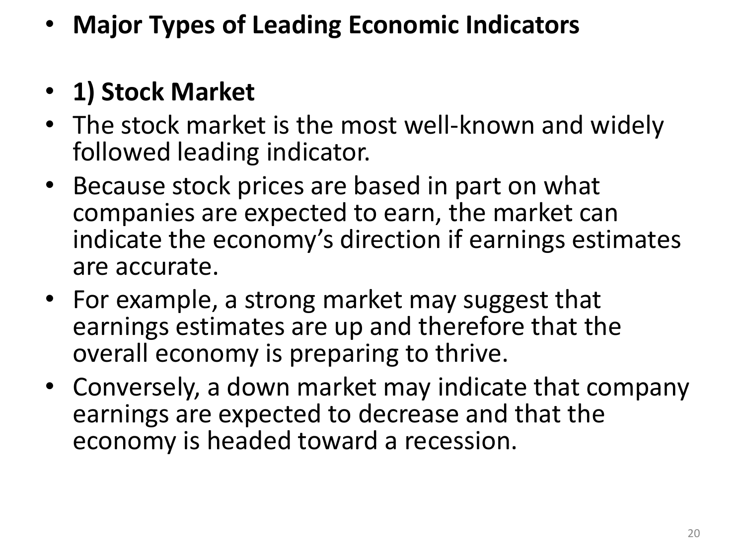- **Major Types of Leading Economic Indicators**

- **1) Stock Market**
- The stock market is the most well-known and widely followed leading indicator.
- Because stock prices are based in part on what companies are expected to earn, the market can indicate the economy's direction if earnings estimates are accurate.
- For example, a strong market may suggest that earnings estimates are up and therefore that the overall economy is preparing to thrive.
- Conversely, a down market may indicate that company earnings are expected to decrease and that the economy is headed toward a recession.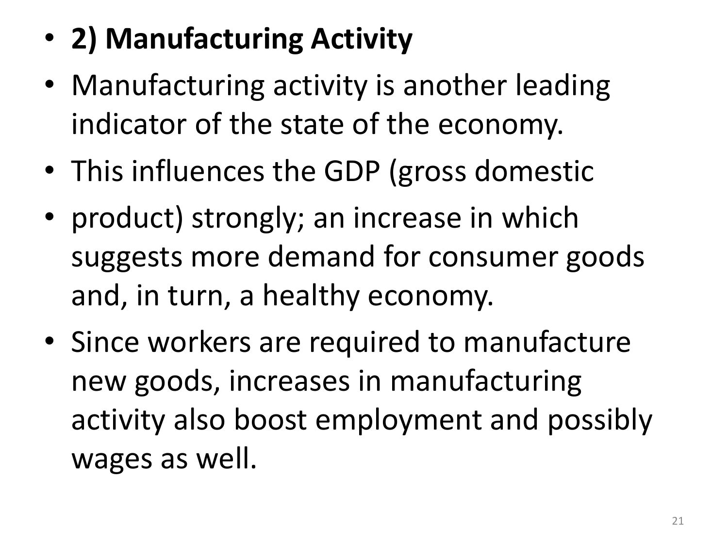- **2) Manufacturing Activity**
- Manufacturing activity is another leading indicator of the state of the economy.
- This influences the GDP (gross domestic
- product) strongly; an increase in which suggests more demand for consumer goods and, in turn, a healthy economy.
- Since workers are required to manufacture new goods, increases in manufacturing activity also boost employment and possibly wages as well.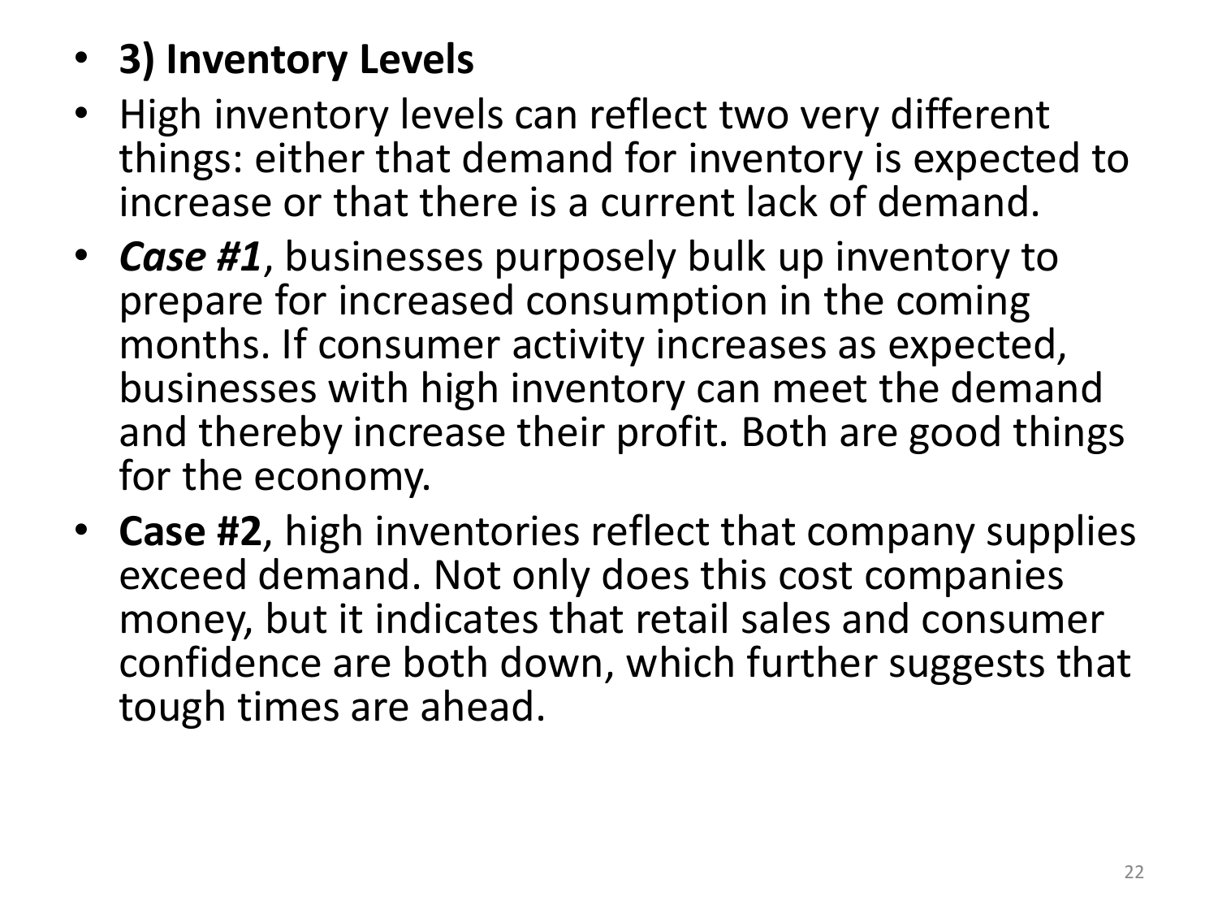- **3) Inventory Levels**
- High inventory levels can reflect two very different things: either that demand for inventory is expected to increase or that there is a current lack of demand.
- ***Case #1***, businesses purposely bulk up inventory to prepare for increased consumption in the coming months. If consumer activity increases as expected, businesses with high inventory can meet the demand and thereby increase their profit. Both are good things for the economy.
- **Case #2**, high inventories reflect that company supplies exceed demand. Not only does this cost companies money, but it indicates that retail sales and consumer confidence are both down, which further suggests that tough times are ahead.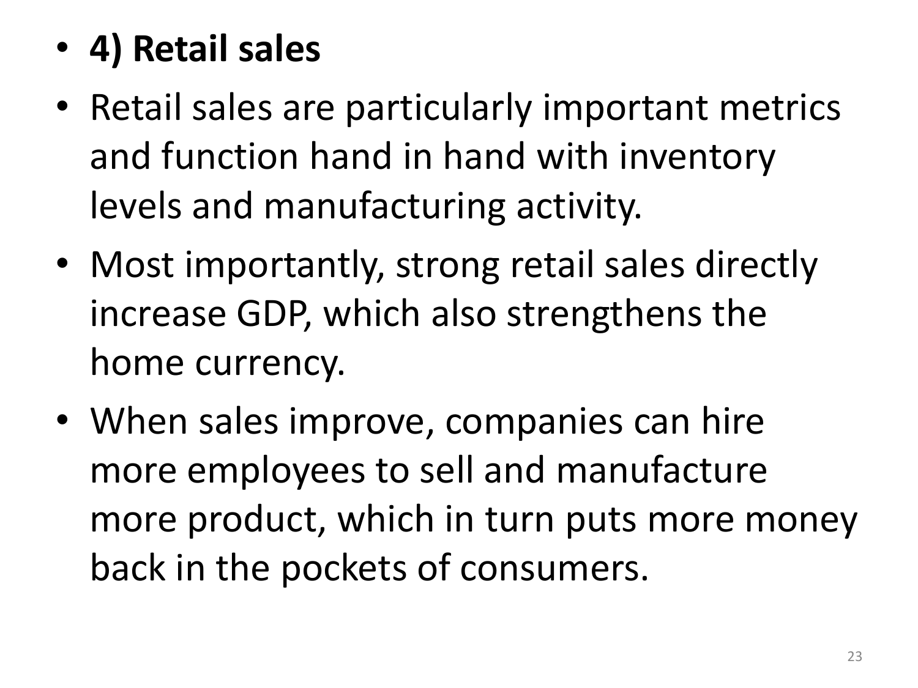- **4) Retail sales**
- Retail sales are particularly important metrics and function hand in hand with inventory levels and manufacturing activity.
- Most importantly, strong retail sales directly increase GDP, which also strengthens the home currency.
- When sales improve, companies can hire more employees to sell and manufacture more product, which in turn puts more money back in the pockets of consumers.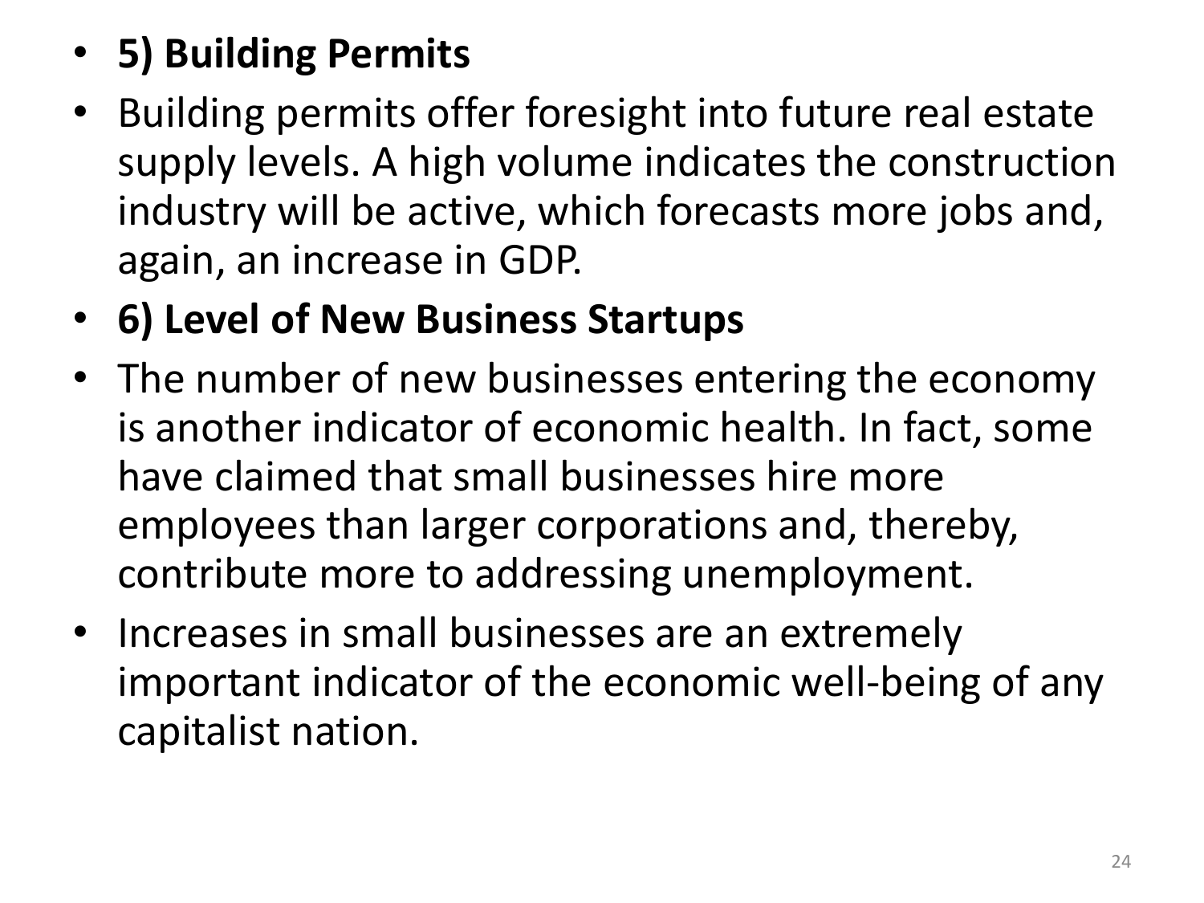- **5) Building Permits**
- Building permits offer foresight into future real estate supply levels. A high volume indicates the construction industry will be active, which forecasts more jobs and, again, an increase in GDP.
- **6) Level of New Business Startups**
- The number of new businesses entering the economy is another indicator of economic health. In fact, some have claimed that small businesses hire more employees than larger corporations and, thereby, contribute more to addressing unemployment.
- Increases in small businesses are an extremely important indicator of the economic well-being of any capitalist nation.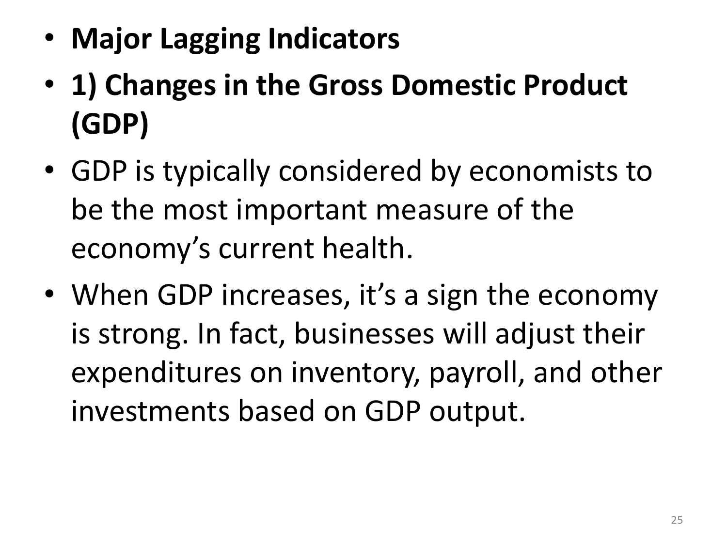- **Major Lagging Indicators**
- **1) Changes in the Gross Domestic Product (GDP)**
- GDP is typically considered by economists to be the most important measure of the economy's current health.
- When GDP increases, it's a sign the economy is strong. In fact, businesses will adjust their expenditures on inventory, payroll, and other investments based on GDP output.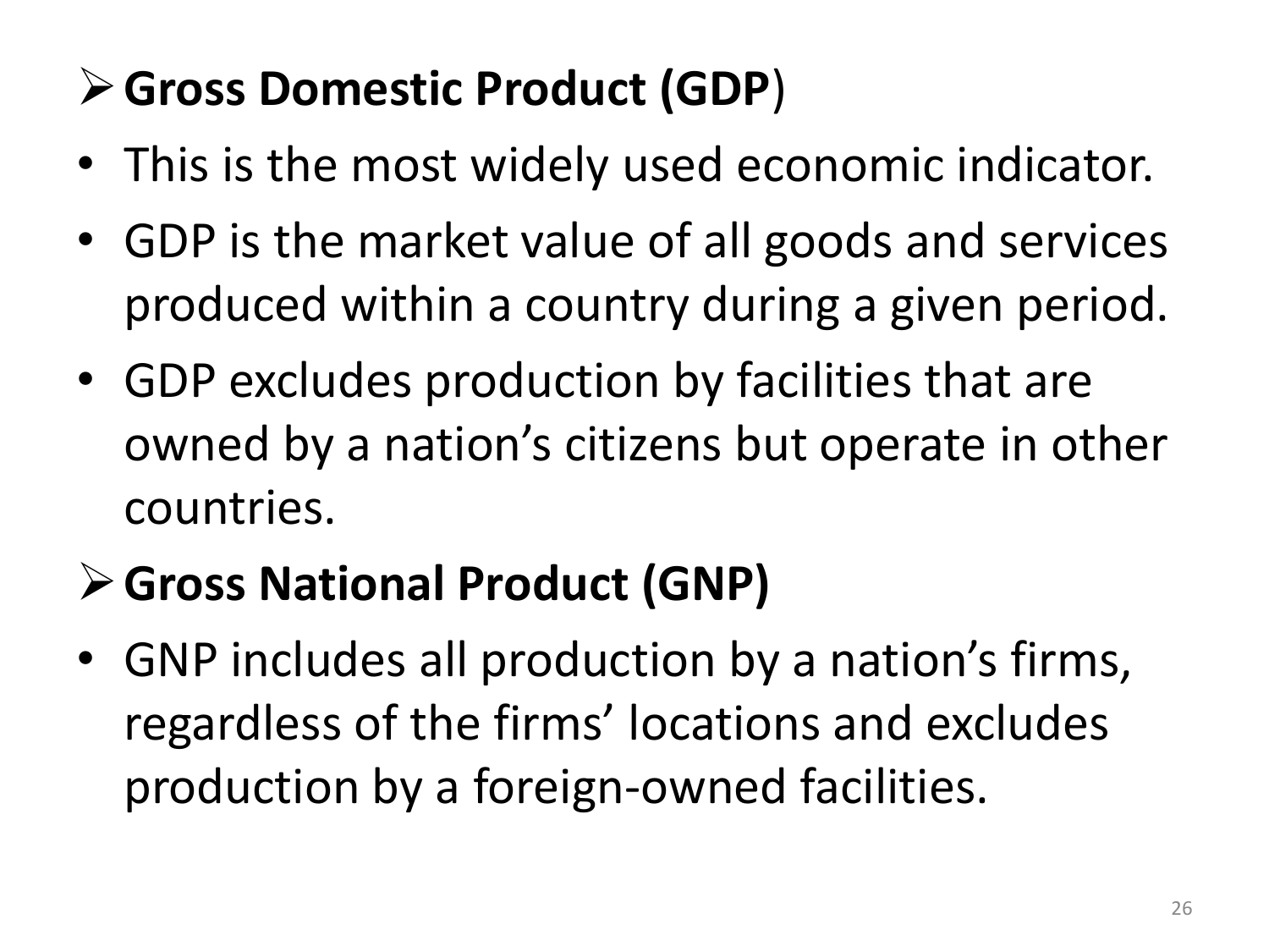- **Gross Domestic Product (GDP)**

- This is the most widely used economic indicator.
- GDP is the market value of all goods and services produced within a country during a given period.
- GDP excludes production by facilities that are owned by a nation's citizens but operate in other countries.

- **Gross National Product (GNP)**

- GNP includes all production by a nation's firms, regardless of the firms' locations and excludes production by a foreign-owned facilities.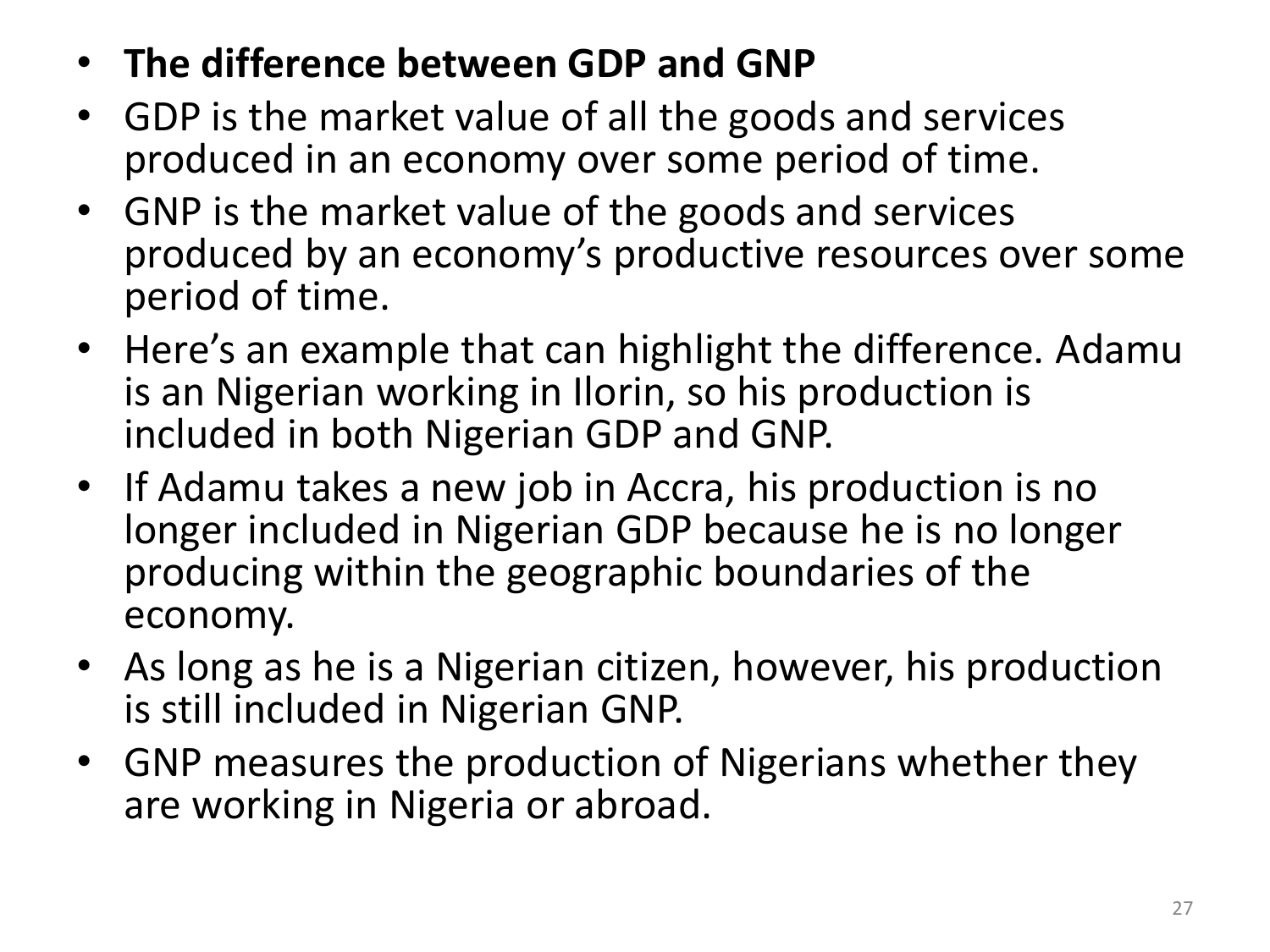- **The difference between GDP and GNP**
- GDP is the market value of all the goods and services produced in an economy over some period of time.
- GNP is the market value of the goods and services produced by an economy's productive resources over some period of time.
- Here's an example that can highlight the difference. Adamu is an Nigerian working in Ilorin, so his production is included in both Nigerian GDP and GNP.
- If Adamu takes a new job in Accra, his production is no longer included in Nigerian GDP because he is no longer producing within the geographic boundaries of the economy.
- As long as he is a Nigerian citizen, however, his production is still included in Nigerian GNP.
- GNP measures the production of Nigerians whether they are working in Nigeria or abroad.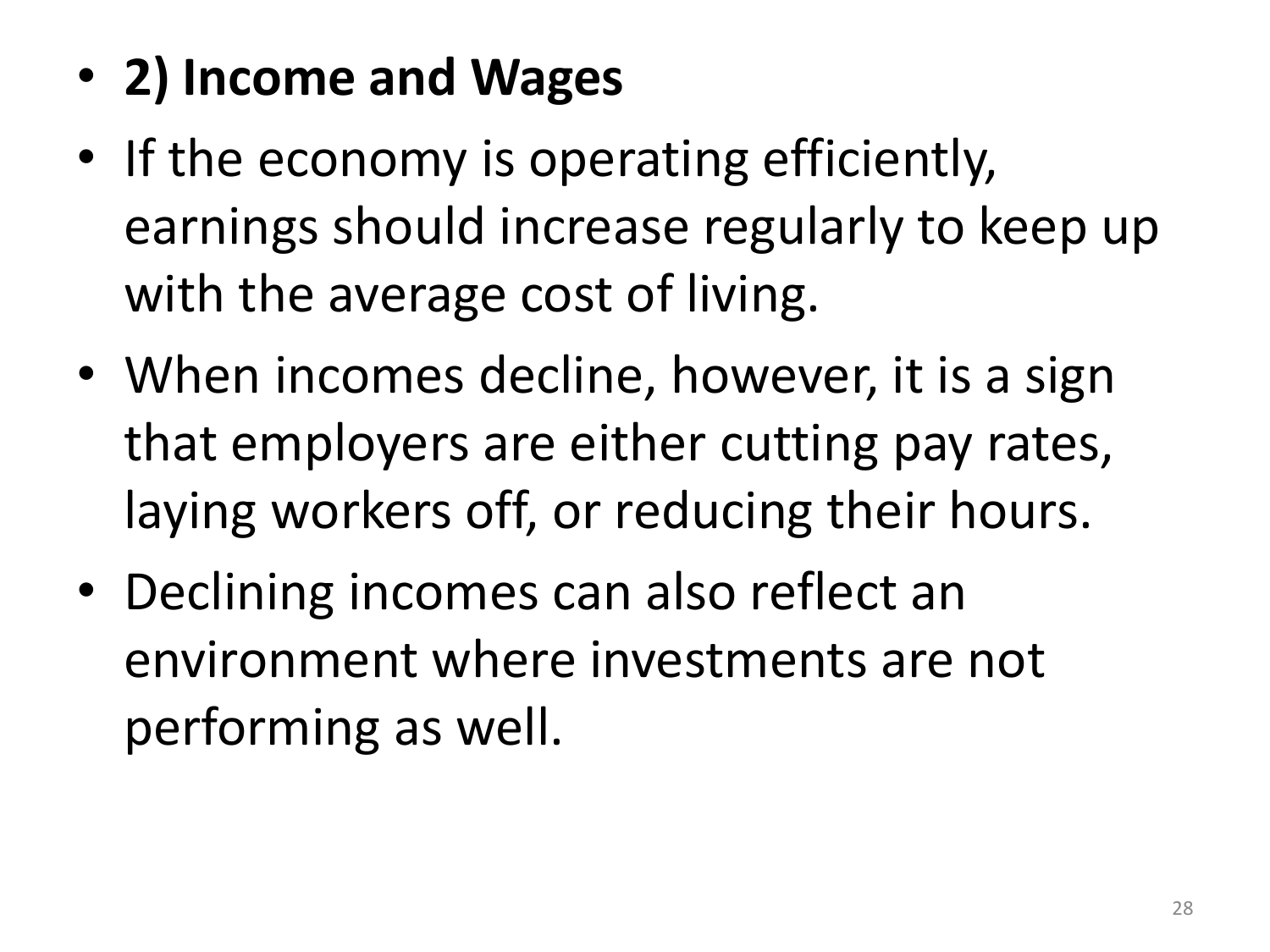- **2) Income and Wages**
- If the economy is operating efficiently, earnings should increase regularly to keep up with the average cost of living.
- When incomes decline, however, it is a sign that employers are either cutting pay rates, laying workers off, or reducing their hours.
- Declining incomes can also reflect an environment where investments are not performing as well.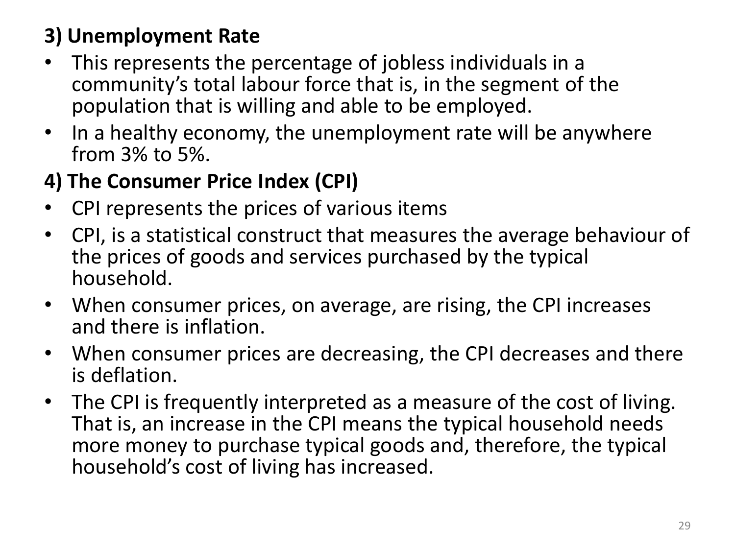**3) Unemployment Rate**

- This represents the percentage of jobless individuals in a community's total labour force that is, in the segment of the population that is willing and able to be employed.
- In a healthy economy, the unemployment rate will be anywhere from 3% to 5%.

**4) The Consumer Price Index (CPI)**

- CPI represents the prices of various items
- CPI, is a statistical construct that measures the average behaviour of the prices of goods and services purchased by the typical household.
- When consumer prices, on average, are rising, the CPI increases and there is inflation.
- When consumer prices are decreasing, the CPI decreases and there is deflation.
- The CPI is frequently interpreted as a measure of the cost of living. That is, an increase in the CPI means the typical household needs more money to purchase typical goods and, therefore, the typical household's cost of living has increased.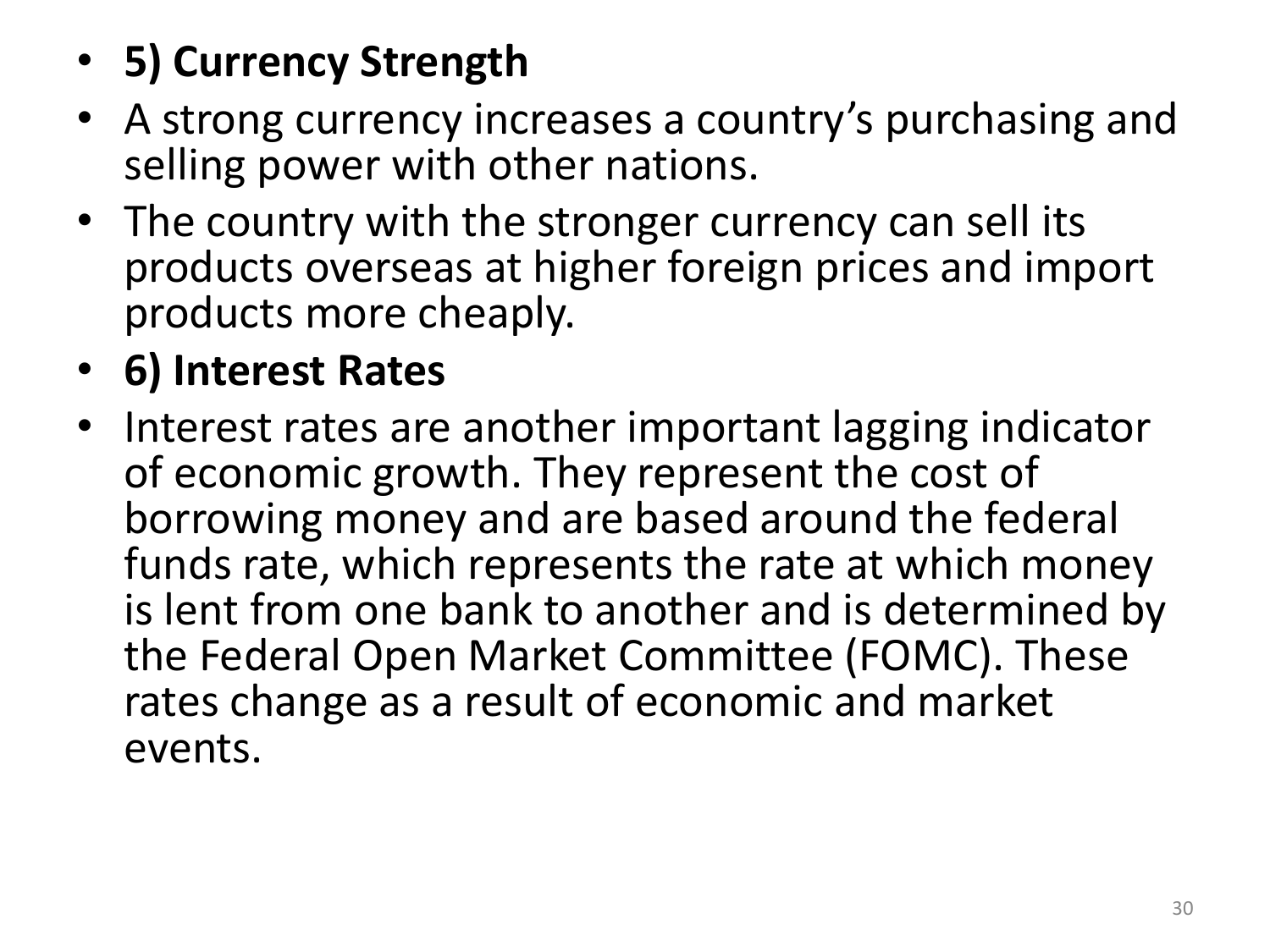- **5) Currency Strength**
- A strong currency increases a country's purchasing and selling power with other nations.
- The country with the stronger currency can sell its products overseas at higher foreign prices and import products more cheaply.
- **6) Interest Rates**
- Interest rates are another important lagging indicator of economic growth. They represent the cost of borrowing money and are based around the federal funds rate, which represents the rate at which money is lent from one bank to another and is determined by the Federal Open Market Committee (FOMC). These rates change as a result of economic and market events.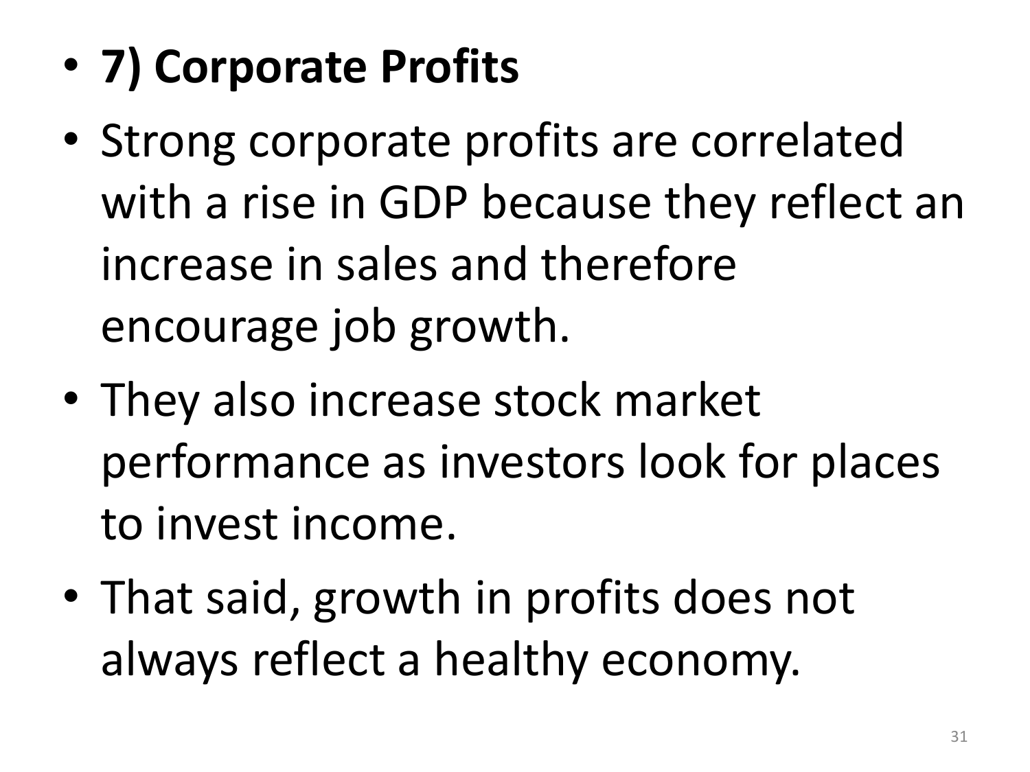- **7) Corporate Profits**
- Strong corporate profits are correlated with a rise in GDP because they reflect an increase in sales and therefore encourage job growth.
- They also increase stock market performance as investors look for places to invest income.
- That said, growth in profits does not always reflect a healthy economy.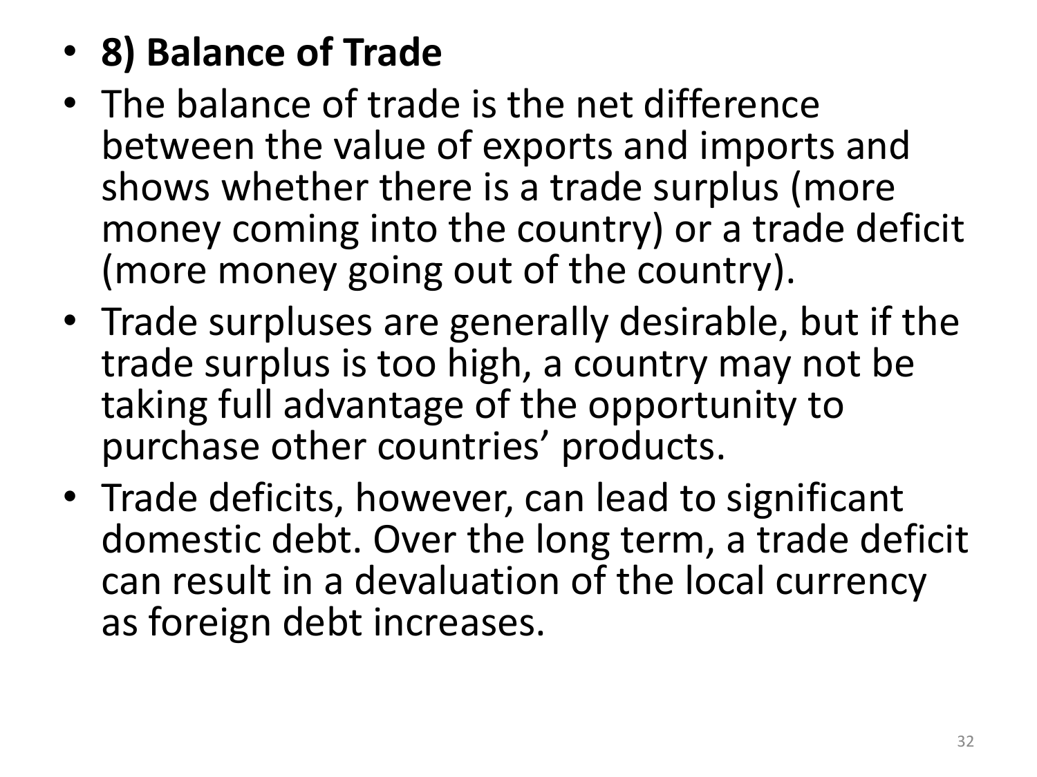- **8) Balance of Trade**
- The balance of trade is the net difference between the value of exports and imports and shows whether there is a trade surplus (more money coming into the country) or a trade deficit (more money going out of the country).
- Trade surpluses are generally desirable, but if the trade surplus is too high, a country may not be taking full advantage of the opportunity to purchase other countries' products.
- Trade deficits, however, can lead to significant domestic debt. Over the long term, a trade deficit can result in a devaluation of the local currency as foreign debt increases.